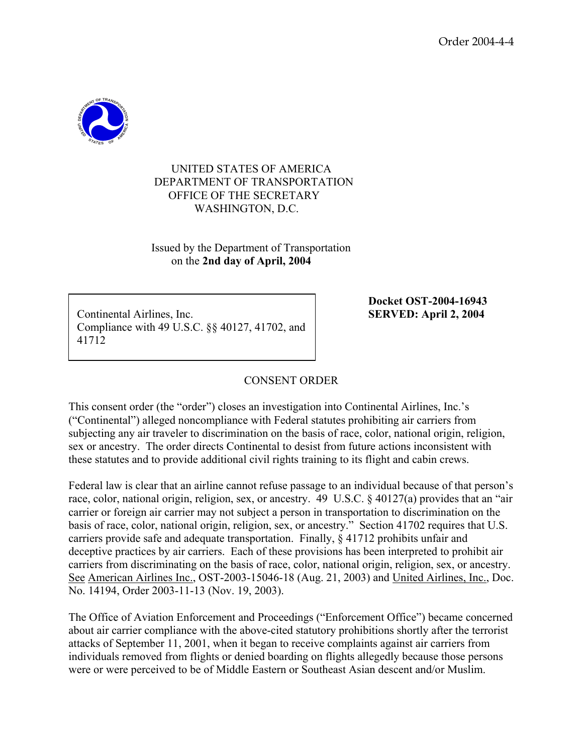Order 2004-4-4

UNITED STATES OF AMERICA
DEPARTMENT OF TRANSPORTATION
OFFICE OF THE SECRETARY
WASHINGTON, D.C.

Issued by the Department of Transportation
on the **2nd day of April, 2004**

| Continental Airlines, Inc. Compliance with 49 U.S.C. §§ 40127, 41702, and 41712 | **Docket OST-2004-16943 SERVED: April 2, 2004** |
|---|---|

## CONSENT ORDER

This consent order (the "order") closes an investigation into Continental Airlines, Inc.'s ("Continental") alleged noncompliance with Federal statutes prohibiting air carriers from subjecting any air traveler to discrimination on the basis of race, color, national origin, religion, sex or ancestry. The order directs Continental to desist from future actions inconsistent with these statutes and to provide additional civil rights training to its flight and cabin crews.

Federal law is clear that an airline cannot refuse passage to an individual because of that person's race, color, national origin, religion, sex, or ancestry. 49 U.S.C. § 40127(a) provides that an "air carrier or foreign air carrier may not subject a person in transportation to discrimination on the basis of race, color, national origin, religion, sex, or ancestry." Section 41702 requires that U.S. carriers provide safe and adequate transportation. Finally, § 41712 prohibits unfair and deceptive practices by air carriers. Each of these provisions has been interpreted to prohibit air carriers from discriminating on the basis of race, color, national origin, religion, sex, or ancestry. See American Airlines Inc., OST-2003-15046-18 (Aug. 21, 2003) and United Airlines, Inc., Doc. No. 14194, Order 2003-11-13 (Nov. 19, 2003).

The Office of Aviation Enforcement and Proceedings ("Enforcement Office") became concerned about air carrier compliance with the above-cited statutory prohibitions shortly after the terrorist attacks of September 11, 2001, when it began to receive complaints against air carriers from individuals removed from flights or denied boarding on flights allegedly because those persons were or were perceived to be of Middle Eastern or Southeast Asian descent and/or Muslim.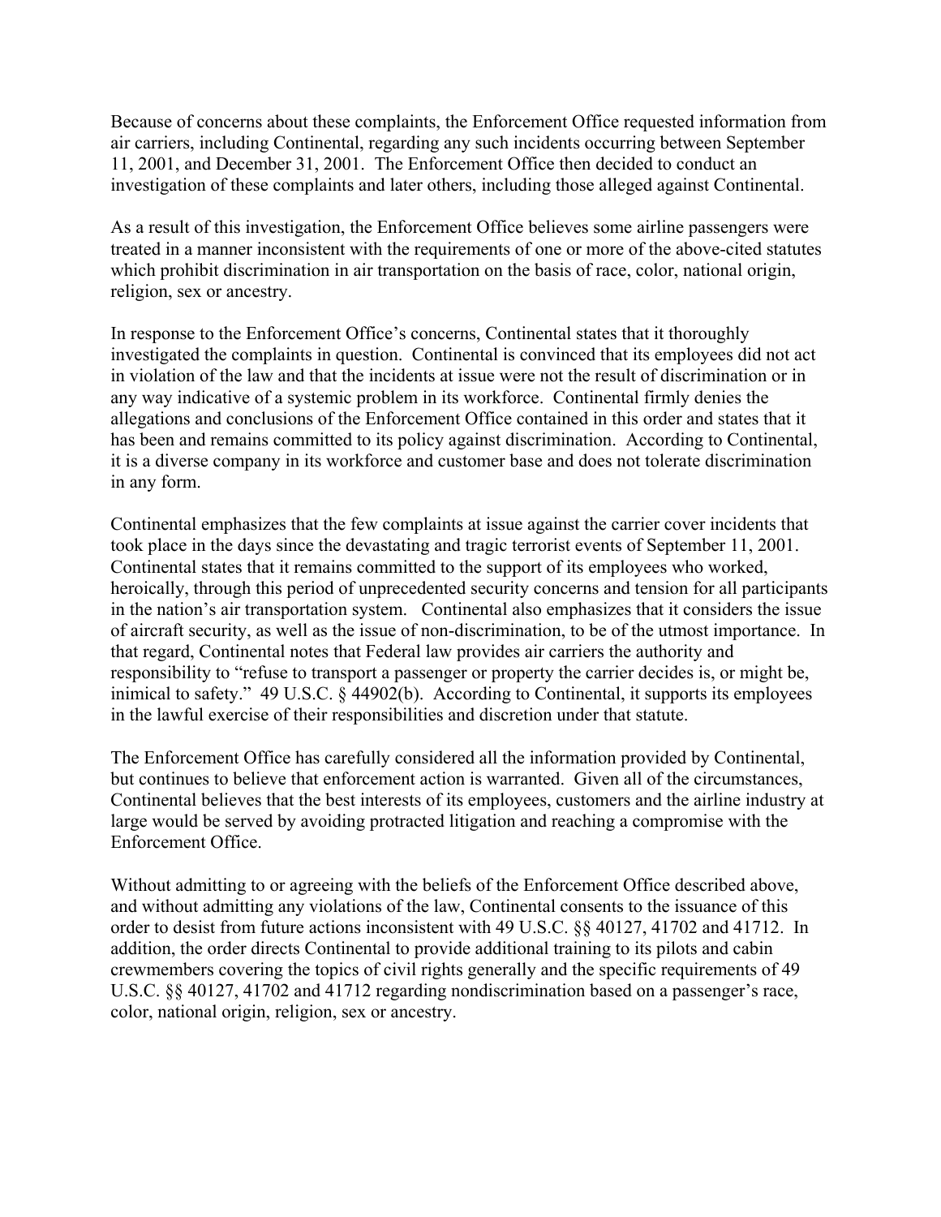Because of concerns about these complaints, the Enforcement Office requested information from air carriers, including Continental, regarding any such incidents occurring between September 11, 2001, and December 31, 2001. The Enforcement Office then decided to conduct an investigation of these complaints and later others, including those alleged against Continental.

As a result of this investigation, the Enforcement Office believes some airline passengers were treated in a manner inconsistent with the requirements of one or more of the above-cited statutes which prohibit discrimination in air transportation on the basis of race, color, national origin, religion, sex or ancestry.

In response to the Enforcement Office's concerns, Continental states that it thoroughly investigated the complaints in question. Continental is convinced that its employees did not act in violation of the law and that the incidents at issue were not the result of discrimination or in any way indicative of a systemic problem in its workforce. Continental firmly denies the allegations and conclusions of the Enforcement Office contained in this order and states that it has been and remains committed to its policy against discrimination. According to Continental, it is a diverse company in its workforce and customer base and does not tolerate discrimination in any form.

Continental emphasizes that the few complaints at issue against the carrier cover incidents that took place in the days since the devastating and tragic terrorist events of September 11, 2001. Continental states that it remains committed to the support of its employees who worked, heroically, through this period of unprecedented security concerns and tension for all participants in the nation's air transportation system. Continental also emphasizes that it considers the issue of aircraft security, as well as the issue of non-discrimination, to be of the utmost importance. In that regard, Continental notes that Federal law provides air carriers the authority and responsibility to "refuse to transport a passenger or property the carrier decides is, or might be, inimical to safety." 49 U.S.C. § 44902(b). According to Continental, it supports its employees in the lawful exercise of their responsibilities and discretion under that statute.

The Enforcement Office has carefully considered all the information provided by Continental, but continues to believe that enforcement action is warranted. Given all of the circumstances, Continental believes that the best interests of its employees, customers and the airline industry at large would be served by avoiding protracted litigation and reaching a compromise with the Enforcement Office.

Without admitting to or agreeing with the beliefs of the Enforcement Office described above, and without admitting any violations of the law, Continental consents to the issuance of this order to desist from future actions inconsistent with 49 U.S.C. §§ 40127, 41702 and 41712. In addition, the order directs Continental to provide additional training to its pilots and cabin crewmembers covering the topics of civil rights generally and the specific requirements of 49 U.S.C. §§ 40127, 41702 and 41712 regarding nondiscrimination based on a passenger's race, color, national origin, religion, sex or ancestry.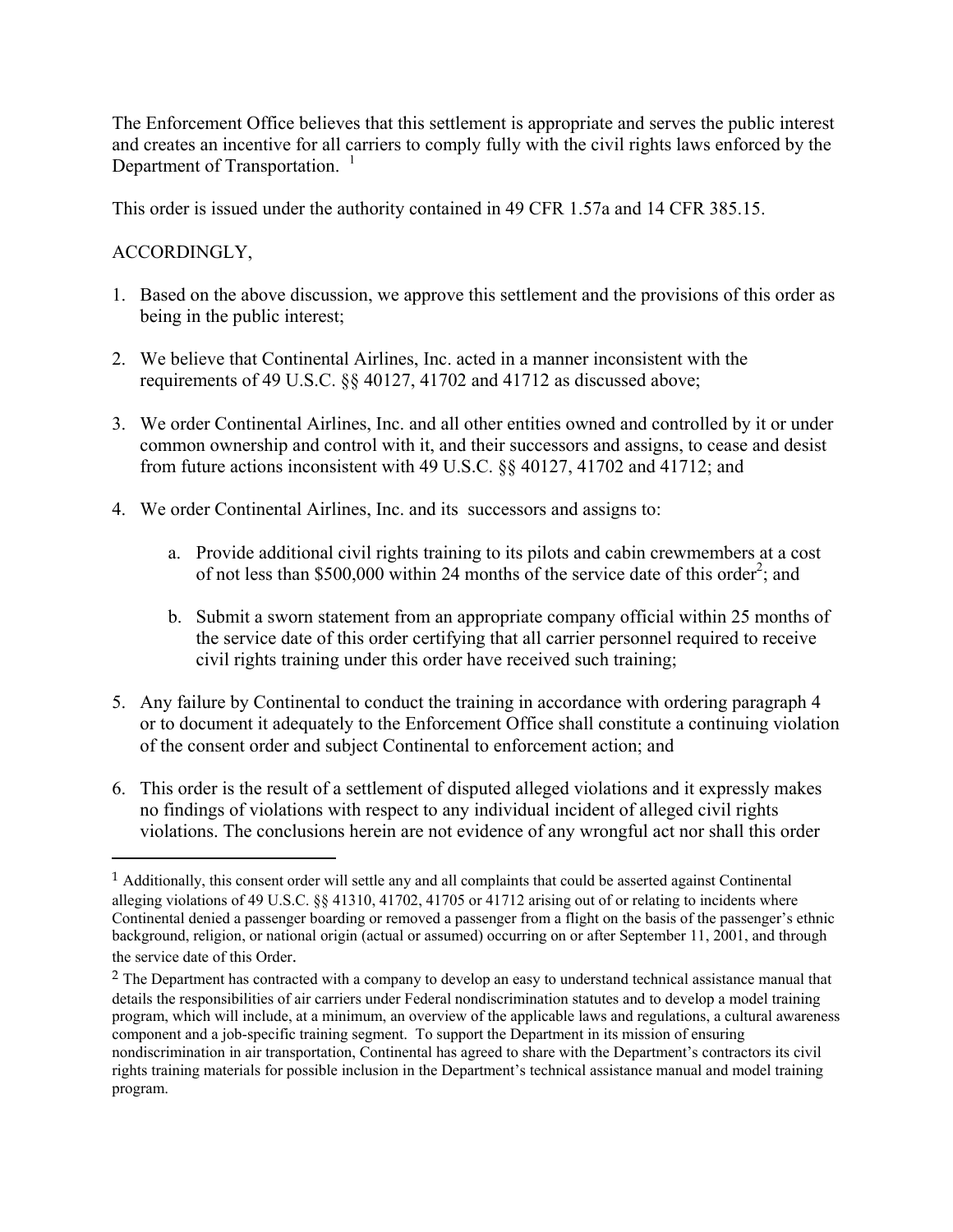The Enforcement Office believes that this settlement is appropriate and serves the public interest and creates an incentive for all carriers to comply fully with the civil rights laws enforced by the Department of Transportation. [1]

This order is issued under the authority contained in 49 CFR 1.57a and 14 CFR 385.15.

ACCORDINGLY,

1. Based on the above discussion, we approve this settlement and the provisions of this order as being in the public interest;

2. We believe that Continental Airlines, Inc. acted in a manner inconsistent with the requirements of 49 U.S.C. §§ 40127, 41702 and 41712 as discussed above;

3. We order Continental Airlines, Inc. and all other entities owned and controlled by it or under common ownership and control with it, and their successors and assigns, to cease and desist from future actions inconsistent with 49 U.S.C. §§ 40127, 41702 and 41712; and

4. We order Continental Airlines, Inc. and its successors and assigns to:

    a. Provide additional civil rights training to its pilots and cabin crewmembers at a cost of not less than $500,000 within 24 months of the service date of this order[2]; and

    b. Submit a sworn statement from an appropriate company official within 25 months of the service date of this order certifying that all carrier personnel required to receive civil rights training under this order have received such training;

5. Any failure by Continental to conduct the training in accordance with ordering paragraph 4 or to document it adequately to the Enforcement Office shall constitute a continuing violation of the consent order and subject Continental to enforcement action; and

6. This order is the result of a settlement of disputed alleged violations and it expressly makes no findings of violations with respect to any individual incident of alleged civil rights violations. The conclusions herein are not evidence of any wrongful act nor shall this order

---

[1] Additionally, this consent order will settle any and all complaints that could be asserted against Continental alleging violations of 49 U.S.C. §§ 41310, 41702, 41705 or 41712 arising out of or relating to incidents where Continental denied a passenger boarding or removed a passenger from a flight on the basis of the passenger's ethnic background, religion, or national origin (actual or assumed) occurring on or after September 11, 2001, and through the service date of this Order.

[2] The Department has contracted with a company to develop an easy to understand technical assistance manual that details the responsibilities of air carriers under Federal nondiscrimination statutes and to develop a model training program, which will include, at a minimum, an overview of the applicable laws and regulations, a cultural awareness component and a job-specific training segment. To support the Department in its mission of ensuring nondiscrimination in air transportation, Continental has agreed to share with the Department's contractors its civil rights training materials for possible inclusion in the Department's technical assistance manual and model training program.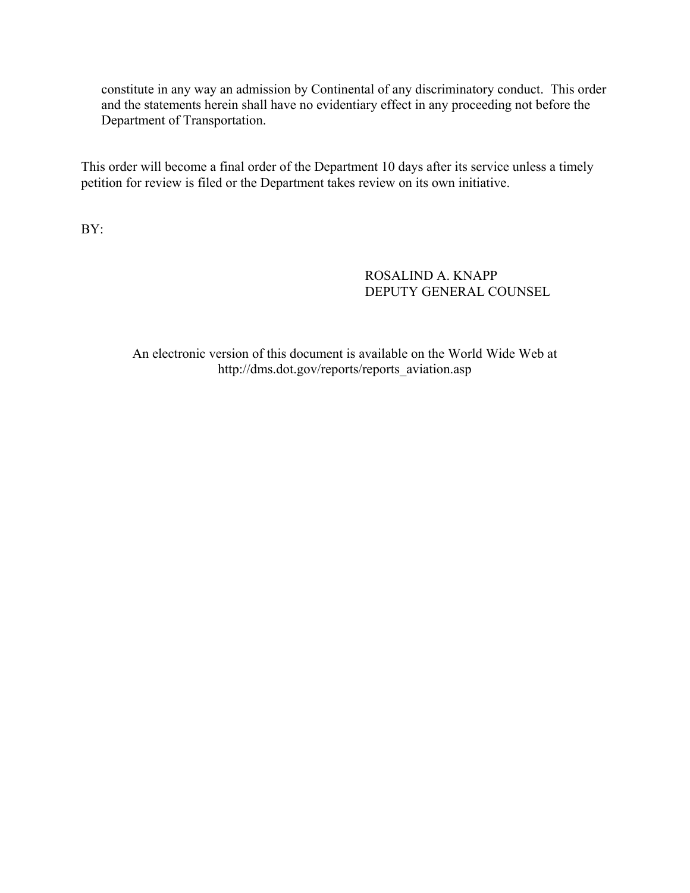constitute in any way an admission by Continental of any discriminatory conduct. This order and the statements herein shall have no evidentiary effect in any proceeding not before the Department of Transportation.

This order will become a final order of the Department 10 days after its service unless a timely petition for review is filed or the Department takes review on its own initiative.

BY:

ROSALIND A. KNAPP
DEPUTY GENERAL COUNSEL

An electronic version of this document is available on the World Wide Web at http://dms.dot.gov/reports/reports_aviation.asp